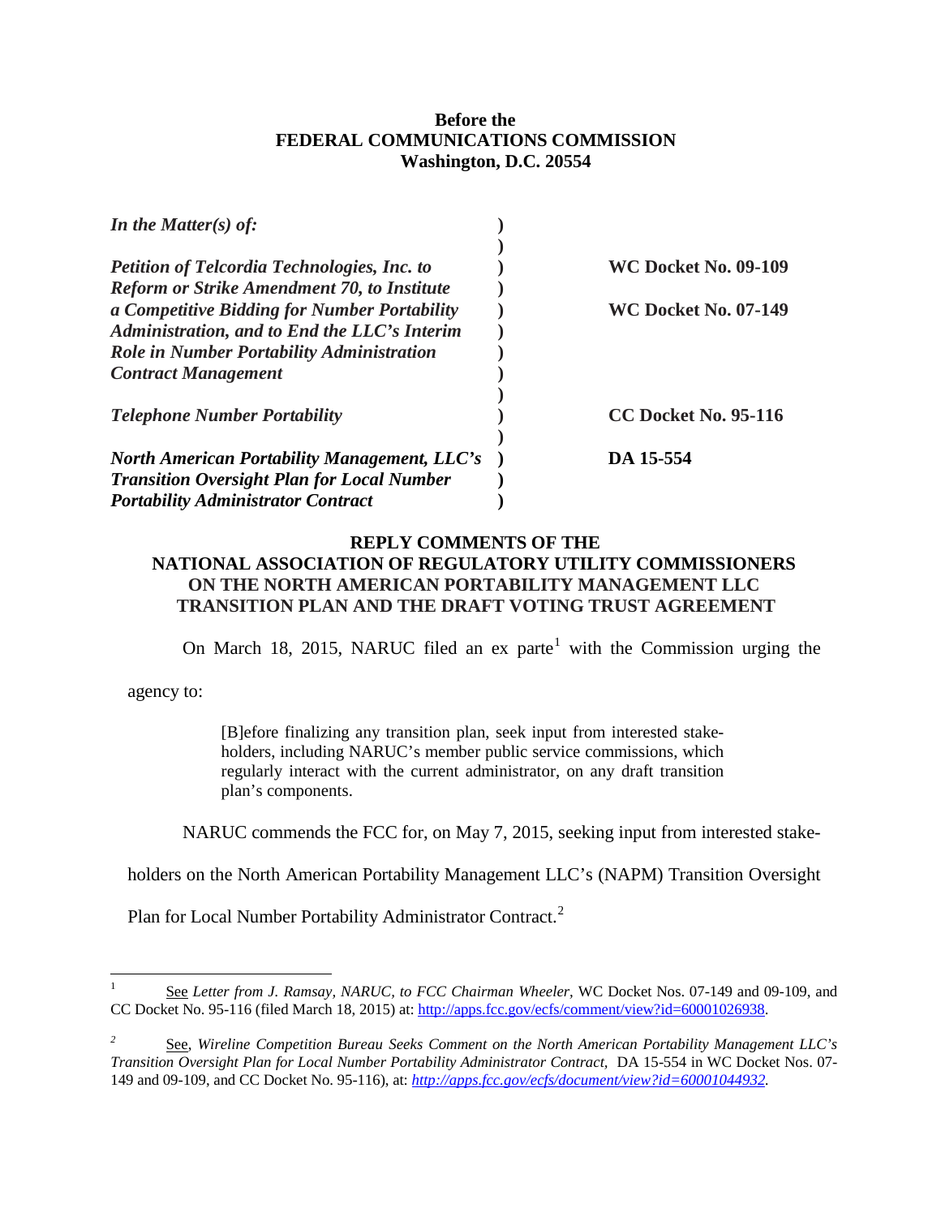**Before the**
**FEDERAL COMMUNICATIONS COMMISSION**
**Washington, D.C. 20554**

| | | |
|---|---|---|
| ***In the Matter(s) of:*** | ) | |
| | ) | |
| ***Petition of Telcordia Technologies, Inc. to Reform or Strike Amendment 70, to Institute a Competitive Bidding for Number Portability Administration, and to End the LLC's Interim Role in Number Portability Administration Contract Management*** | ) | **WC Docket No. 09-109** <br> **WC Docket No. 07-149** |
| | ) | |
| ***Telephone Number Portability*** | ) | **CC Docket No. 95-116** |
| | ) | |
| ***North American Portability Management, LLC's Transition Oversight Plan for Local Number Portability Administrator Contract*** | ) | **DA 15-554** |

## REPLY COMMENTS OF THE NATIONAL ASSOCIATION OF REGULATORY UTILITY COMMISSIONERS ON THE NORTH AMERICAN PORTABILITY MANAGEMENT LLC TRANSITION PLAN AND THE DRAFT VOTING TRUST AGREEMENT

On March 18, 2015, NARUC filed an ex parte[1] with the Commission urging the agency to:

> [B]efore finalizing any transition plan, seek input from interested stake-holders, including NARUC's member public service commissions, which regularly interact with the current administrator, on any draft transition plan's components.

NARUC commends the FCC for, on May 7, 2015, seeking input from interested stake-holders on the North American Portability Management LLC's (NAPM) Transition Oversight Plan for Local Number Portability Administrator Contract.[2]

---

[1] See *Letter from J. Ramsay, NARUC, to FCC Chairman Wheeler,* WC Docket Nos. 07-149 and 09-109, and CC Docket No. 95-116 (filed March 18, 2015) at: http://apps.fcc.gov/ecfs/comment/view?id=60001026938.

[2] See, *Wireline Competition Bureau Seeks Comment on the North American Portability Management LLC's Transition Oversight Plan for Local Number Portability Administrator Contract,* DA 15-554 in WC Docket Nos. 07-149 and 09-109, and CC Docket No. 95-116), at: *http://apps.fcc.gov/ecfs/document/view?id=60001044932.*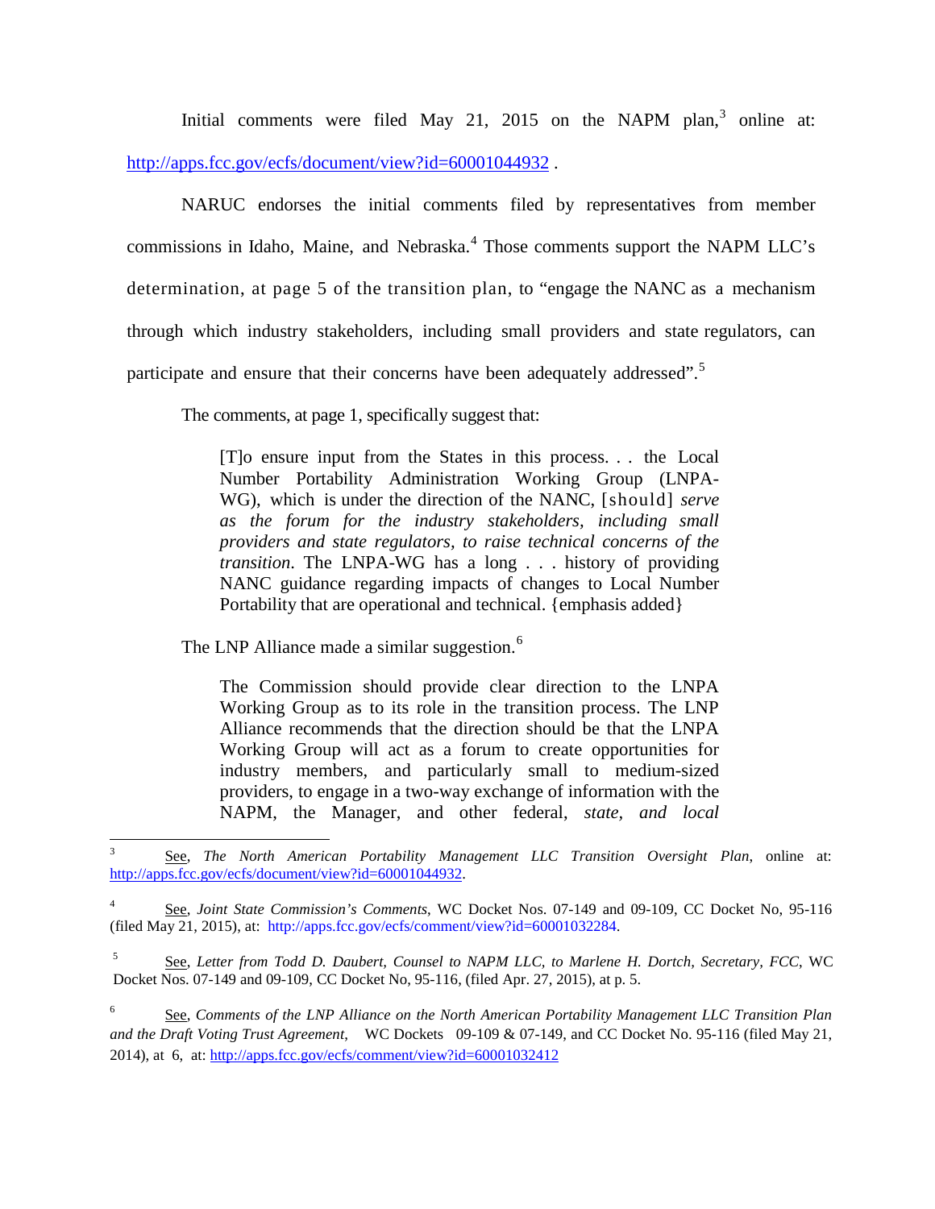Initial comments were filed May 21, 2015 on the NAPM plan,[3] online at: http://apps.fcc.gov/ecfs/document/view?id=60001044932 .

NARUC endorses the initial comments filed by representatives from member commissions in Idaho, Maine, and Nebraska.[4] Those comments support the NAPM LLC's determination, at page 5 of the transition plan, to "engage the NANC as a mechanism through which industry stakeholders, including small providers and state regulators, can participate and ensure that their concerns have been adequately addressed".[5]

The comments, at page 1, specifically suggest that:

> [T]o ensure input from the States in this process. . . the Local Number Portability Administration Working Group (LNPA-WG), which is under the direction of the NANC, [should] *serve as the forum for the industry stakeholders, including small providers and state regulators, to raise technical concerns of the transition*. The LNPA-WG has a long . . . history of providing NANC guidance regarding impacts of changes to Local Number Portability that are operational and technical. {emphasis added}

The LNP Alliance made a similar suggestion.[6]

> The Commission should provide clear direction to the LNPA Working Group as to its role in the transition process. The LNP Alliance recommends that the direction should be that the LNPA Working Group will act as a forum to create opportunities for industry members, and particularly small to medium-sized providers, to engage in a two-way exchange of information with the NAPM, the Manager, and other federal, *state, and local*

---

[3] See, *The North American Portability Management LLC Transition Oversight Plan*, online at: http://apps.fcc.gov/ecfs/document/view?id=60001044932.

[4] See, *Joint State Commission's Comments*, WC Docket Nos. 07-149 and 09-109, CC Docket No, 95-116 (filed May 21, 2015), at: http://apps.fcc.gov/ecfs/comment/view?id=60001032284.

[5] See, *Letter from Todd D. Daubert, Counsel to NAPM LLC, to Marlene H. Dortch, Secretary, FCC*, WC Docket Nos. 07-149 and 09-109, CC Docket No, 95-116, (filed Apr. 27, 2015), at p. 5.

[6] See, *Comments of the LNP Alliance on the North American Portability Management LLC Transition Plan and the Draft Voting Trust Agreement*, WC Dockets 09-109 & 07-149, and CC Docket No. 95-116 (filed May 21, 2014), at 6, at: http://apps.fcc.gov/ecfs/comment/view?id=60001032412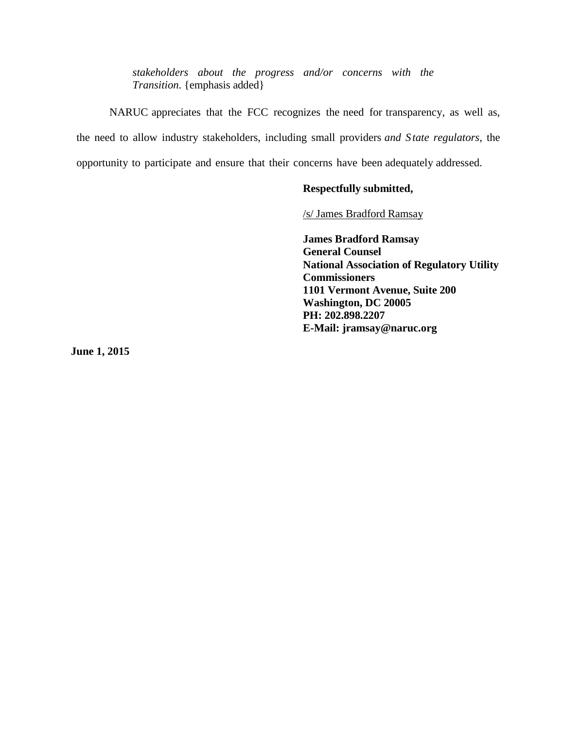> *stakeholders about the progress and/or concerns with the Transition.* {emphasis added}

NARUC appreciates that the FCC recognizes the need for transparency, as well as, the need to allow industry stakeholders, including small providers *and State regulators*, the opportunity to participate and ensure that their concerns have been adequately addressed.

**Respectfully submitted,**

/s/ James Bradford Ramsay

**James Bradford Ramsay**
**General Counsel**
**National Association of Regulatory Utility Commissioners**
**1101 Vermont Avenue, Suite 200**
**Washington, DC 20005**
**PH: 202.898.2207**
**E-Mail: jramsay@naruc.org**

**June 1, 2015**